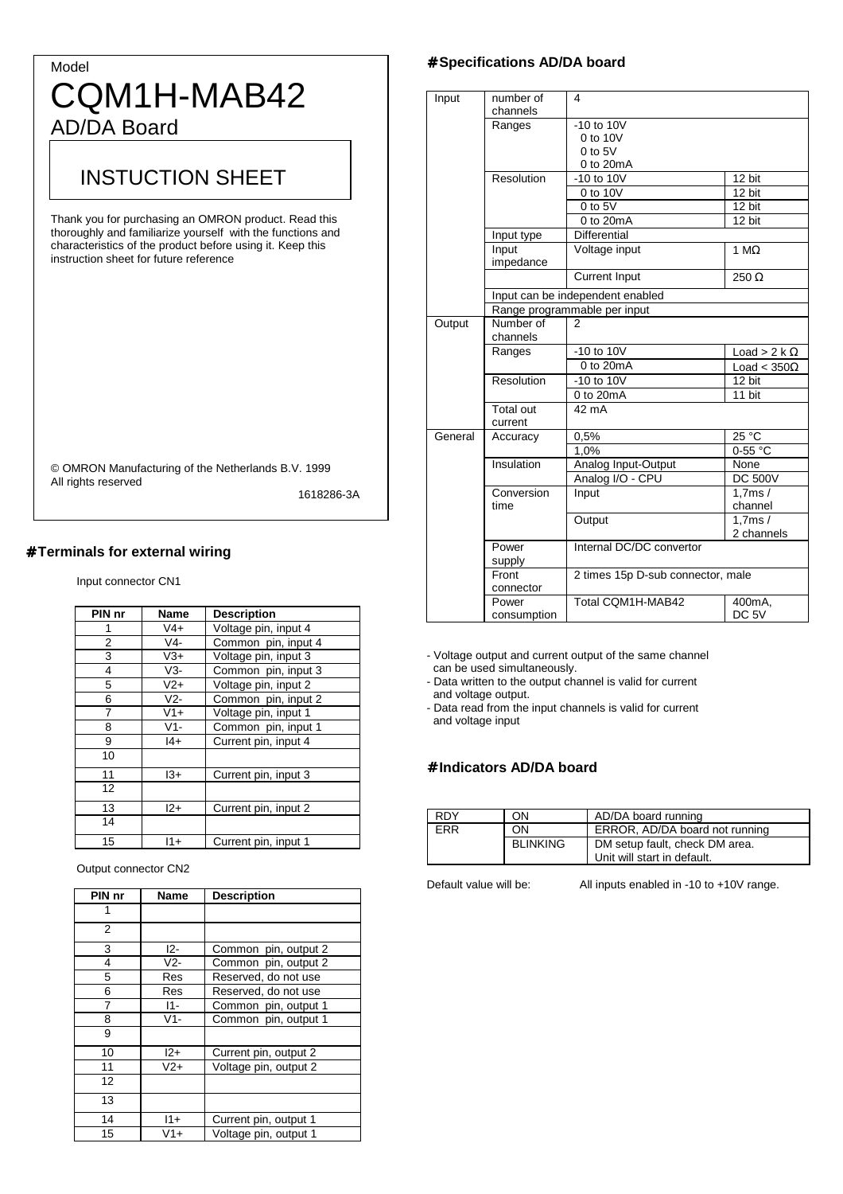Model

# CQM1H-MAB42

## AD/DA Board

## INSTUCTION SHEET

Thank you for purchasing an OMRON product. Read this thoroughly and familiarize yourself with the functions and characteristics of the product before using it. Keep this instruction sheet for future reference

© OMRON Manufacturing of the Netherlands B.V. 1999
All rights reserved

1618286-3A

## #Terminals for external wiring

Input connector CN1

| PIN nr | Name | Description |
|---|---|---|
| 1 | V4+ | Voltage pin, input 4 |
| 2 | V4- | Common pin, input 4 |
| 3 | V3+ | Voltage pin, input 3 |
| 4 | V3- | Common pin, input 3 |
| 5 | V2+ | Voltage pin, input 2 |
| 6 | V2- | Common pin, input 2 |
| 7 | V1+ | Voltage pin, input 1 |
| 8 | V1- | Common pin, input 1 |
| 9 | I4+ | Current pin, input 4 |
| 10 | | |
| 11 | I3+ | Current pin, input 3 |
| 12 | | |
| 13 | I2+ | Current pin, input 2 |
| 14 | | |
| 15 | I1+ | Current pin, input 1 |

Output connector CN2

| PIN nr | Name | Description |
|---|---|---|
| 1 | | |
| 2 | | |
| 3 | I2- | Common pin, output 2 |
| 4 | V2- | Common pin, output 2 |
| 5 | Res | Reserved, do not use |
| 6 | Res | Reserved, do not use |
| 7 | I1- | Common pin, output 1 |
| 8 | V1- | Common pin, output 1 |
| 9 | | |
| 10 | I2+ | Current pin, output 2 |
| 11 | V2+ | Voltage pin, output 2 |
| 12 | | |
| 13 | | |
| 14 | I1+ | Current pin, output 1 |
| 15 | V1+ | Voltage pin, output 1 |

## #Specifications AD/DA board

| | | | |
|---|---|---|---|
| Input | number of channels | 4 | |
| | Ranges | -10 to 10V<br>0 to 10V<br>0 to 5V<br>0 to 20mA | |
| | Resolution | -10 to 10V | 12 bit |
| | | 0 to 10V | 12 bit |
| | | 0 to 5V | 12 bit |
| | | 0 to 20mA | 12 bit |
| | Input type | Differential | |
| | Input impedance | Voltage input | 1 MΩ |
| | | Current Input | 250 Ω |
| | Input can be independent enabled | | |
| | Range programmable per input | | |
| Output | Number of channels | 2 | |
| | Ranges | -10 to 10V | Load > 2 k Ω |
| | | 0 to 20mA | Load < 350Ω |
| | Resolution | -10 to 10V | 12 bit |
| | | 0 to 20mA | 11 bit |
| | Total out current | 42 mA | |
| General | Accuracy | 0,5% | 25 °C |
| | | 1,0% | 0-55 °C |
| | Insulation | Analog Input-Output | None |
| | | Analog I/O - CPU | DC 500V |
| | Conversion time | Input | 1,7ms / channel |
| | | Output | 1,7ms / 2 channels |
| | Power supply | Internal DC/DC convertor | |
| | Front connector | 2 times 15p D-sub connector, male | |
| | Power consumption | Total CQM1H-MAB42 | 400mA, DC 5V |

- Voltage output and current output of the same channel can be used simultaneously.
- Data written to the output channel is valid for current and voltage output.
- Data read from the input channels is valid for current and voltage input

## #Indicators AD/DA board

| | | |
|---|---|---|
| RDY | ON | AD/DA board running |
| ERR | ON | ERROR, AD/DA board not running |
| | BLINKING | DM setup fault, check DM area.<br>Unit will start in default. |

Default value will be: All inputs enabled in -10 to +10V range.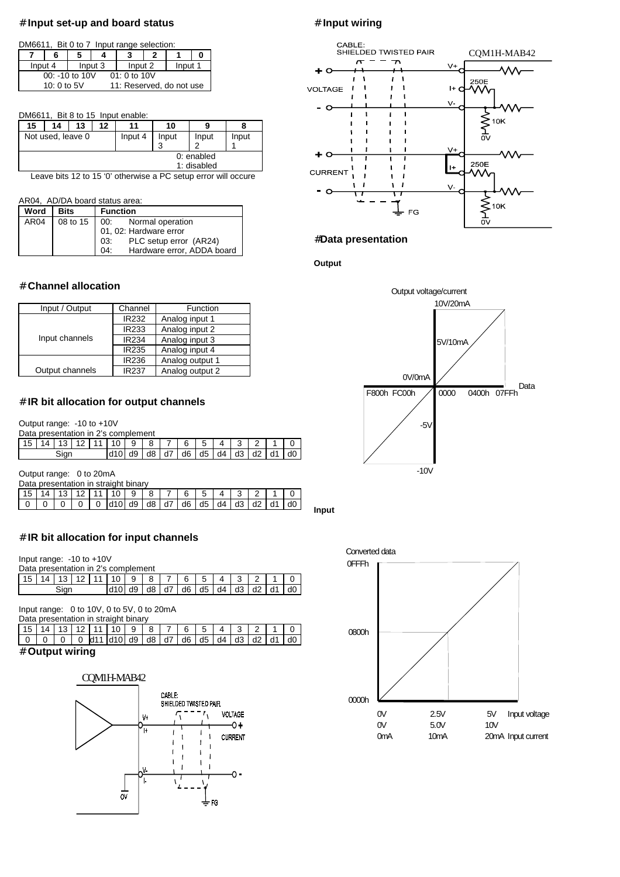# Input set-up and board status

DM6611, Bit 0 to 7 Input range selection:

| 7 | 6 | 5 | 4 | 3 | 2 | 1 | 0 |
|---|---|---|---|---|---|---|---|
| Input 4 | | Input 3 | | Input 2 | | Input 1 | |
| 00: -10 to 10V | | | | 01: 0 to 10V | | | |
| 10: 0 to 5V | | | | 11: Reserved, do not use | | | |

DM6611, Bit 8 to 15 Input enable:

| 15 | 14 | 13 | 12 | 11 | 10 | 9 | 8 |
|---|---|---|---|---|---|---|---|
| Not used, leave 0 | | | | Input 4 | Input 3 | Input 2 | Input 1 |
| | | | | 0: enabled 1: disabled | | | |

Leave bits 12 to 15 '0' otherwise a PC setup error will occure

AR04, AD/DA board status area:

| Word | Bits | Function |
|---|---|---|
| AR04 | 08 to 15 | 00: Normal operation<br>01, 02: Hardware error<br>03: PLC setup error (AR24)<br>04: Hardware error, ADDA board |

# Channel allocation

| Input / Output | Channel | Function |
|---|---|---|
| Input channels | IR232 | Analog input 1 |
| | IR233 | Analog input 2 |
| | IR234 | Analog input 3 |
| | IR235 | Analog input 4 |
| Output channels | IR236 | Analog output 1 |
| | IR237 | Analog output 2 |

# IR bit allocation for output channels

Output range: -10 to +10V
Data presentation in 2's complement

| 15 | 14 | 13 | 12 | 11 | 10 | 9 | 8 | 7 | 6 | 5 | 4 | 3 | 2 | 1 | 0 |
|---|---|---|---|---|---|---|---|---|---|---|---|---|---|---|---|
| Sign | | | | | d10 | d9 | d8 | d7 | d6 | d5 | d4 | d3 | d2 | d1 | d0 |

Output range: 0 to 20mA
Data presentation in straight binary

| 15 | 14 | 13 | 12 | 11 | 10 | 9 | 8 | 7 | 6 | 5 | 4 | 3 | 2 | 1 | 0 |
|---|---|---|---|---|---|---|---|---|---|---|---|---|---|---|---|
| 0 | 0 | 0 | 0 | 0 | d10 | d9 | d8 | d7 | d6 | d5 | d4 | d3 | d2 | d1 | d0 |

# IR bit allocation for input channels

Input range: -10 to +10V
Data presentation in 2's complement

| 15 | 14 | 13 | 12 | 11 | 10 | 9 | 8 | 7 | 6 | 5 | 4 | 3 | 2 | 1 | 0 |
|---|---|---|---|---|---|---|---|---|---|---|---|---|---|---|---|
| Sign | | | | | d10 | d9 | d8 | d7 | d6 | d5 | d4 | d3 | d2 | d1 | d0 |

Input range: 0 to 10V, 0 to 5V, 0 to 20mA
Data presentation in straight binary

| 15 | 14 | 13 | 12 | 11 | 10 | 9 | 8 | 7 | 6 | 5 | 4 | 3 | 2 | 1 | 0 |
|---|---|---|---|---|---|---|---|---|---|---|---|---|---|---|---|
| 0 | 0 | 0 | 0 | d11 | d10 | d9 | d8 | d7 | d6 | d5 | d4 | d3 | d2 | d1 | d0 |

# Output wiring

CQM1H-MAB42

CABLE: SHIELDED TWISTED PAIR

V+ I+ VOLTAGE + CURRENT V- I- - 0V FG

# Input wiring

CABLE: SHIELDED TWISTED PAIR

CQM1H-MAB42

+ VOLTAGE - V+ I+ 250E V- 10K 0V

+ CURRENT - V+ I+ 250E V- 10K 0V FG

# Data presentation

**Output**

Output voltage/current
10V/20mA
5V/10mA
0V/0mA
Data
F800h FC00h 0000 0400h 07FFh
-5V
-10V

**Input**

Converted data
0FFFh
0800h
0000h
0V 2.5V 5V Input voltage
0V 5.0V 10V
0mA 10mA 20mA Input current